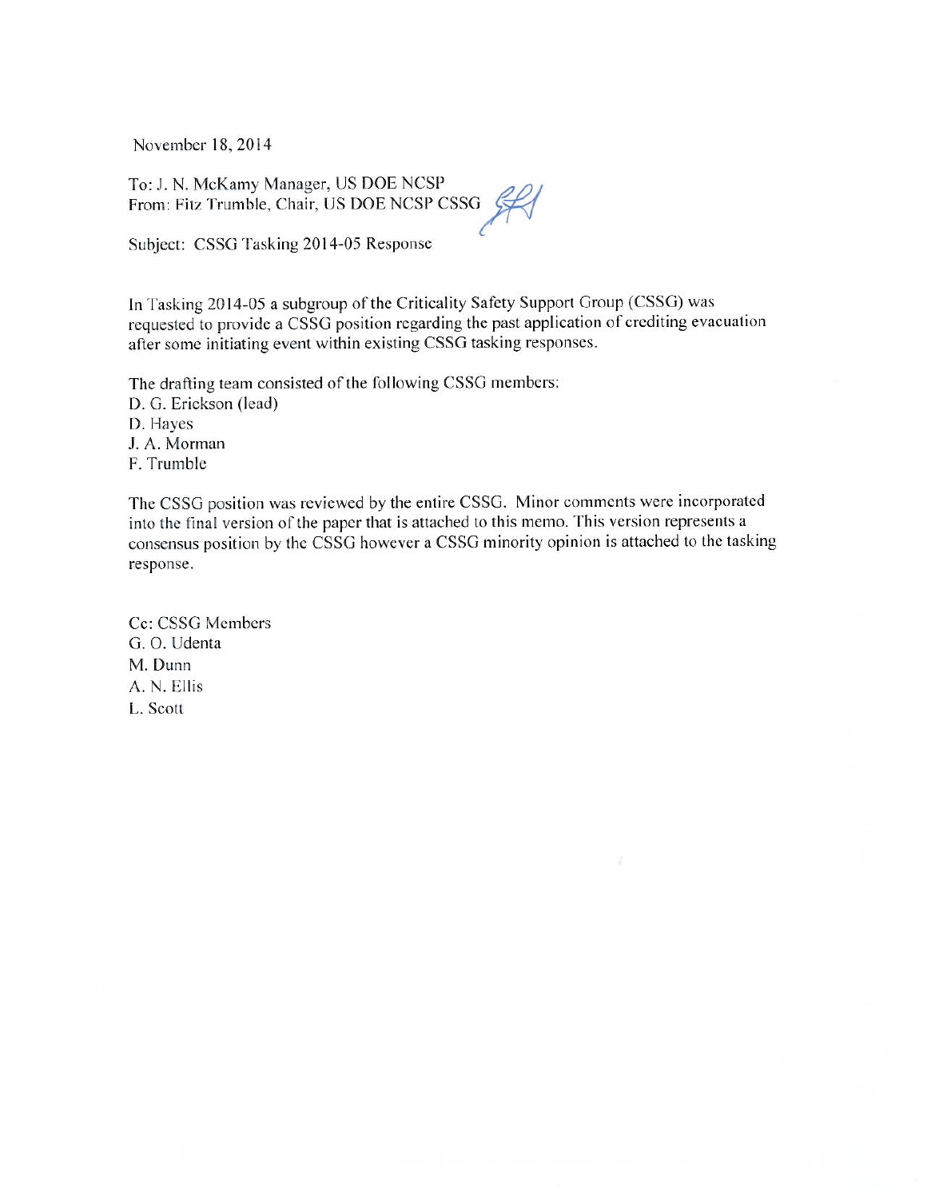November 18, 2014

To: J. N. McKamy Manager, US DOE NCSP
From: Fitz Trumble, Chair, US DOE NCSP CSSG

Subject: CSSG Tasking 2014-05 Response

In Tasking 2014-05 a subgroup of the Criticality Safety Support Group (CSSG) was requested to provide a CSSG position regarding the past application of crediting evacuation after some initiating event within existing CSSG tasking responses.

The drafting team consisted of the following CSSG members:
D. G. Erickson (lead)
D. Hayes
J. A. Morman
F. Trumble

The CSSG position was reviewed by the entire CSSG. Minor comments were incorporated into the final version of the paper that is attached to this memo. This version represents a consensus position by the CSSG however a CSSG minority opinion is attached to the tasking response.

Cc: CSSG Members
G. O. Udenta
M. Dunn
A. N. Ellis
L. Scott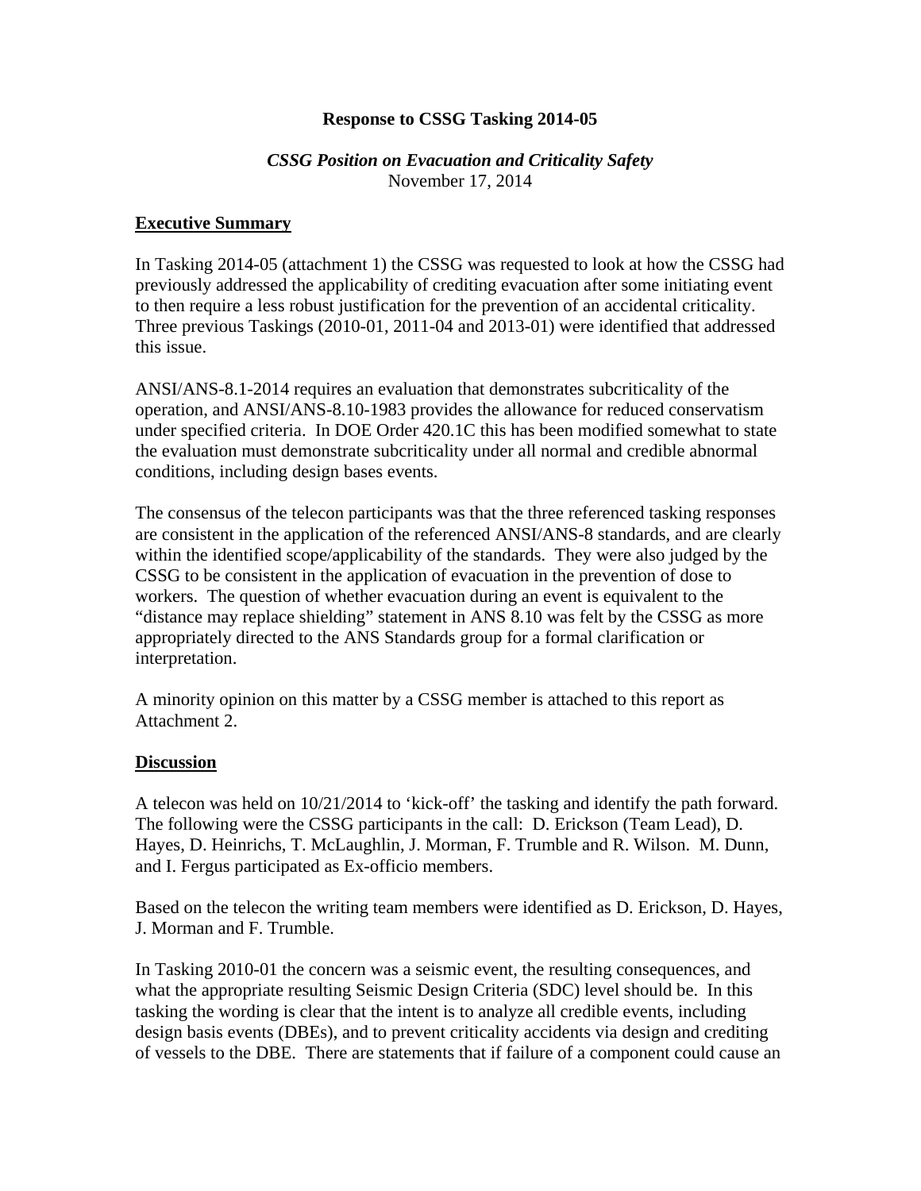**Response to CSSG Tasking 2014-05**

***CSSG Position on Evacuation and Criticality Safety***
November 17, 2014

## Executive Summary

In Tasking 2014-05 (attachment 1) the CSSG was requested to look at how the CSSG had previously addressed the applicability of crediting evacuation after some initiating event to then require a less robust justification for the prevention of an accidental criticality. Three previous Taskings (2010-01, 2011-04 and 2013-01) were identified that addressed this issue.

ANSI/ANS-8.1-2014 requires an evaluation that demonstrates subcriticality of the operation, and ANSI/ANS-8.10-1983 provides the allowance for reduced conservatism under specified criteria. In DOE Order 420.1C this has been modified somewhat to state the evaluation must demonstrate subcriticality under all normal and credible abnormal conditions, including design bases events.

The consensus of the telecon participants was that the three referenced tasking responses are consistent in the application of the referenced ANSI/ANS-8 standards, and are clearly within the identified scope/applicability of the standards. They were also judged by the CSSG to be consistent in the application of evacuation in the prevention of dose to workers. The question of whether evacuation during an event is equivalent to the "distance may replace shielding" statement in ANS 8.10 was felt by the CSSG as more appropriately directed to the ANS Standards group for a formal clarification or interpretation.

A minority opinion on this matter by a CSSG member is attached to this report as Attachment 2.

## Discussion

A telecon was held on 10/21/2014 to 'kick-off' the tasking and identify the path forward. The following were the CSSG participants in the call: D. Erickson (Team Lead), D. Hayes, D. Heinrichs, T. McLaughlin, J. Morman, F. Trumble and R. Wilson. M. Dunn, and I. Fergus participated as Ex-officio members.

Based on the telecon the writing team members were identified as D. Erickson, D. Hayes, J. Morman and F. Trumble.

In Tasking 2010-01 the concern was a seismic event, the resulting consequences, and what the appropriate resulting Seismic Design Criteria (SDC) level should be. In this tasking the wording is clear that the intent is to analyze all credible events, including design basis events (DBEs), and to prevent criticality accidents via design and crediting of vessels to the DBE. There are statements that if failure of a component could cause an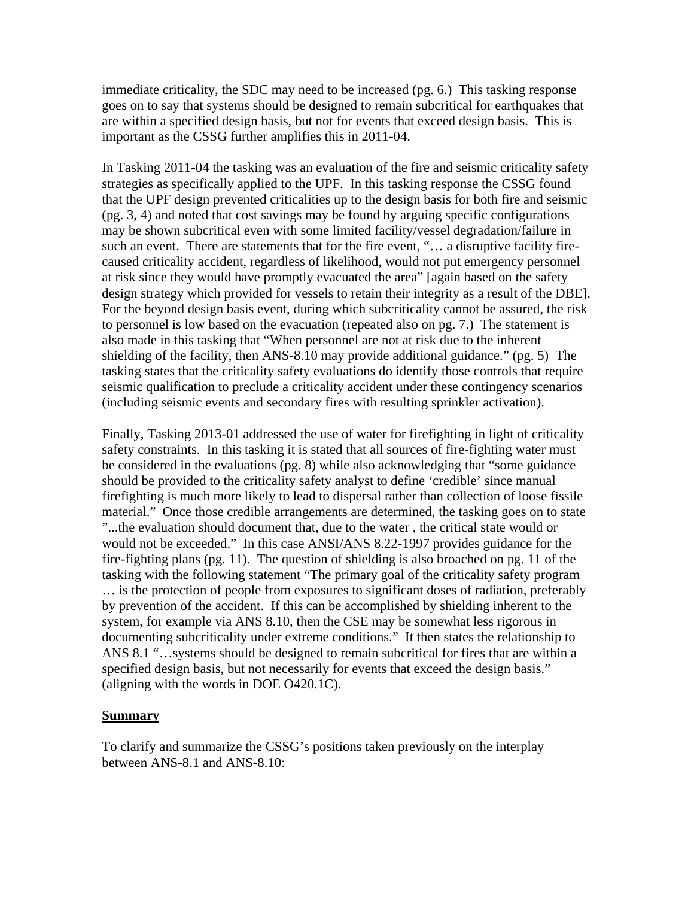immediate criticality, the SDC may need to be increased (pg. 6.) This tasking response goes on to say that systems should be designed to remain subcritical for earthquakes that are within a specified design basis, but not for events that exceed design basis. This is important as the CSSG further amplifies this in 2011-04.

In Tasking 2011-04 the tasking was an evaluation of the fire and seismic criticality safety strategies as specifically applied to the UPF. In this tasking response the CSSG found that the UPF design prevented criticalities up to the design basis for both fire and seismic (pg. 3, 4) and noted that cost savings may be found by arguing specific configurations may be shown subcritical even with some limited facility/vessel degradation/failure in such an event. There are statements that for the fire event, "… a disruptive facility fire-caused criticality accident, regardless of likelihood, would not put emergency personnel at risk since they would have promptly evacuated the area" [again based on the safety design strategy which provided for vessels to retain their integrity as a result of the DBE]. For the beyond design basis event, during which subcriticality cannot be assured, the risk to personnel is low based on the evacuation (repeated also on pg. 7.) The statement is also made in this tasking that "When personnel are not at risk due to the inherent shielding of the facility, then ANS-8.10 may provide additional guidance." (pg. 5) The tasking states that the criticality safety evaluations do identify those controls that require seismic qualification to preclude a criticality accident under these contingency scenarios (including seismic events and secondary fires with resulting sprinkler activation).

Finally, Tasking 2013-01 addressed the use of water for firefighting in light of criticality safety constraints. In this tasking it is stated that all sources of fire-fighting water must be considered in the evaluations (pg. 8) while also acknowledging that "some guidance should be provided to the criticality safety analyst to define 'credible' since manual firefighting is much more likely to lead to dispersal rather than collection of loose fissile material." Once those credible arrangements are determined, the tasking goes on to state "...the evaluation should document that, due to the water , the critical state would or would not be exceeded." In this case ANSI/ANS 8.22-1997 provides guidance for the fire-fighting plans (pg. 11). The question of shielding is also broached on pg. 11 of the tasking with the following statement "The primary goal of the criticality safety program … is the protection of people from exposures to significant doses of radiation, preferably by prevention of the accident. If this can be accomplished by shielding inherent to the system, for example via ANS 8.10, then the CSE may be somewhat less rigorous in documenting subcriticality under extreme conditions." It then states the relationship to ANS 8.1 "…systems should be designed to remain subcritical for fires that are within a specified design basis, but not necessarily for events that exceed the design basis." (aligning with the words in DOE O420.1C).

**Summary**

To clarify and summarize the CSSG's positions taken previously on the interplay between ANS-8.1 and ANS-8.10: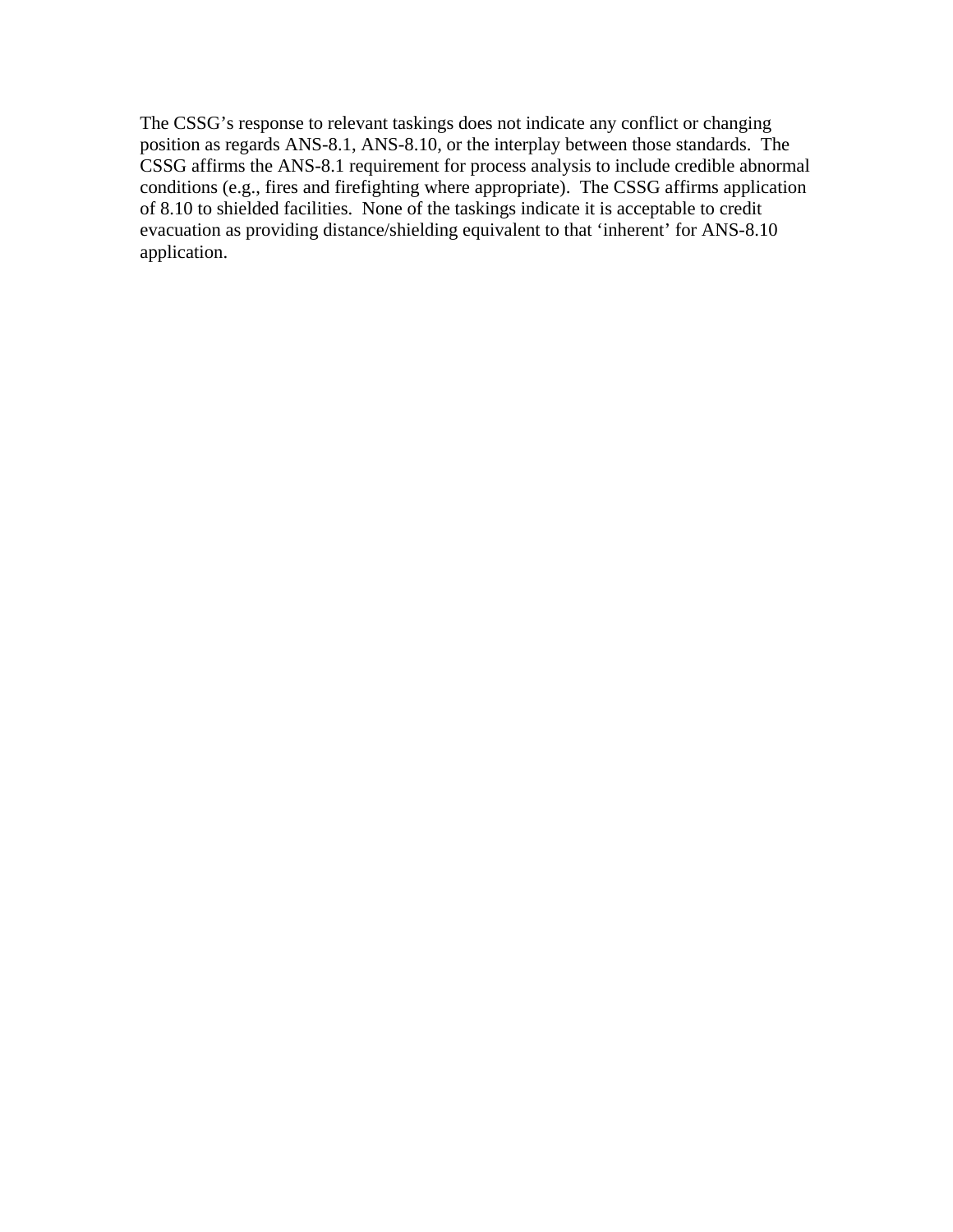The CSSG's response to relevant taskings does not indicate any conflict or changing position as regards ANS-8.1, ANS-8.10, or the interplay between those standards. The CSSG affirms the ANS-8.1 requirement for process analysis to include credible abnormal conditions (e.g., fires and firefighting where appropriate). The CSSG affirms application of 8.10 to shielded facilities. None of the taskings indicate it is acceptable to credit evacuation as providing distance/shielding equivalent to that 'inherent' for ANS-8.10 application.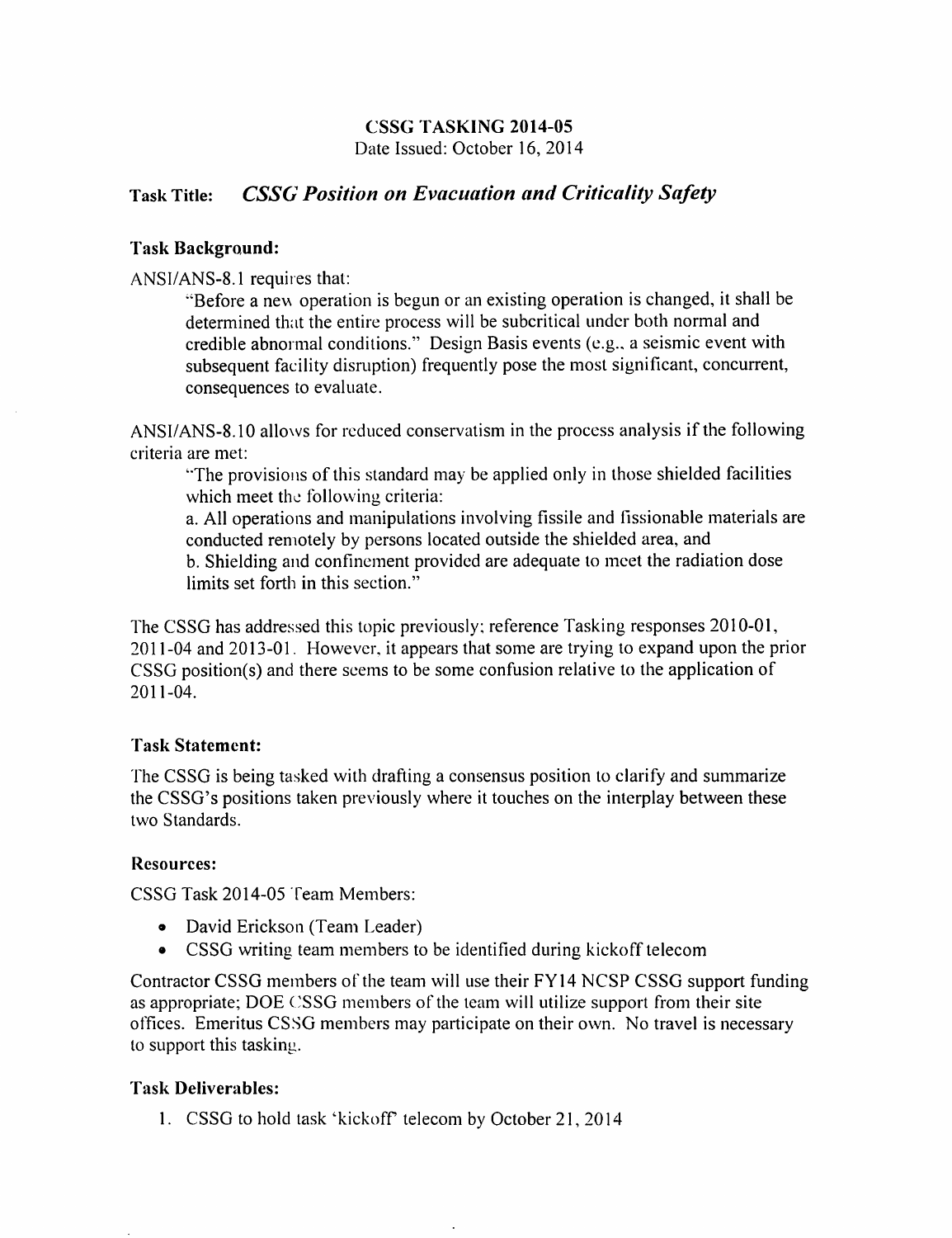**CSSG TASKING 2014-05**
Date Issued: October 16, 2014

**Task Title:** ***CSSG Position on Evacuation and Criticality Safety***

**Task Background:**

ANSI/ANS-8.1 requires that:

> "Before a new operation is begun or an existing operation is changed, it shall be determined that the entire process will be subcritical under both normal and credible abnormal conditions." Design Basis events (e.g., a seismic event with subsequent facility disruption) frequently pose the most significant, concurrent, consequences to evaluate.

ANSI/ANS-8.10 allows for reduced conservatism in the process analysis if the following criteria are met:

> "The provisions of this standard may be applied only in those shielded facilities which meet the following criteria:
>
> a. All operations and manipulations involving fissile and fissionable materials are conducted remotely by persons located outside the shielded area, and
>
> b. Shielding and confinement provided are adequate to meet the radiation dose limits set forth in this section."

The CSSG has addressed this topic previously; reference Tasking responses 2010-01, 2011-04 and 2013-01. However, it appears that some are trying to expand upon the prior CSSG position(s) and there seems to be some confusion relative to the application of 2011-04.

**Task Statement:**

The CSSG is being tasked with drafting a consensus position to clarify and summarize the CSSG's positions taken previously where it touches on the interplay between these two Standards.

**Resources:**

CSSG Task 2014-05 Team Members:

- David Erickson (Team Leader)
- CSSG writing team members to be identified during kickoff telecom

Contractor CSSG members of the team will use their FY14 NCSP CSSG support funding as appropriate; DOE CSSG members of the team will utilize support from their site offices. Emeritus CSSG members may participate on their own. No travel is necessary to support this tasking.

**Task Deliverables:**

1. CSSG to hold task 'kickoff' telecom by October 21, 2014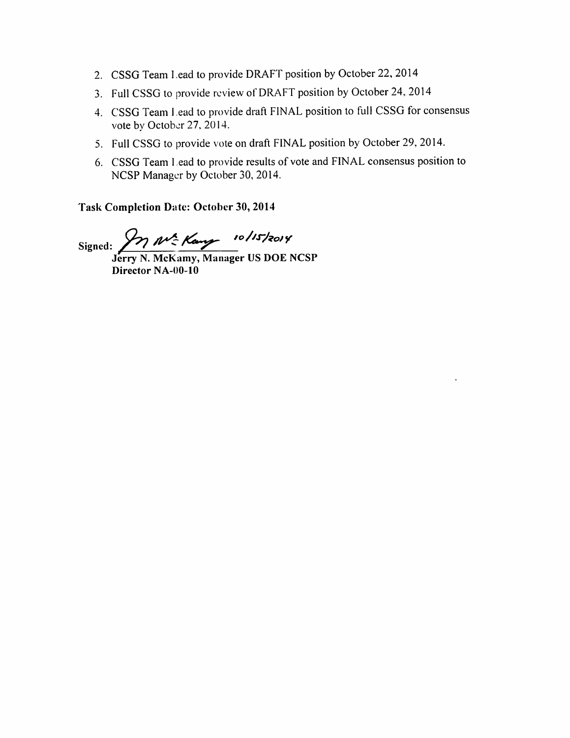2. CSSG Team Lead to provide DRAFT position by October 22, 2014
3. Full CSSG to provide review of DRAFT position by October 24, 2014
4. CSSG Team Lead to provide draft FINAL position to full CSSG for consensus vote by October 27, 2014.
5. Full CSSG to provide vote on draft FINAL position by October 29, 2014.
6. CSSG Team Lead to provide results of vote and FINAL consensus position to NCSP Manager by October 30, 2014.

**Task Completion Date: October 30, 2014**

**Signed:** *J N McKamy* 10/15/2014

**Jerry N. McKamy, Manager US DOE NCSP**
**Director NA-00-10**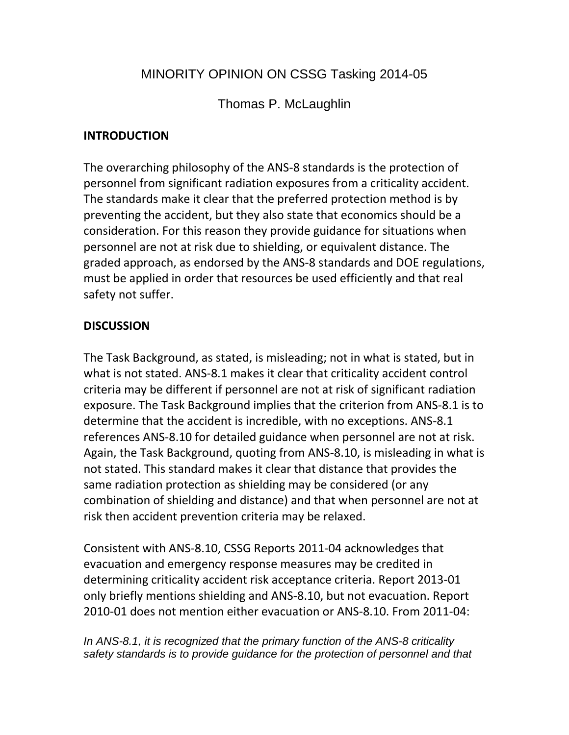# MINORITY OPINION ON CSSG Tasking 2014-05

Thomas P. McLaughlin

## INTRODUCTION

The overarching philosophy of the ANS-8 standards is the protection of personnel from significant radiation exposures from a criticality accident. The standards make it clear that the preferred protection method is by preventing the accident, but they also state that economics should be a consideration. For this reason they provide guidance for situations when personnel are not at risk due to shielding, or equivalent distance. The graded approach, as endorsed by the ANS-8 standards and DOE regulations, must be applied in order that resources be used efficiently and that real safety not suffer.

## DISCUSSION

The Task Background, as stated, is misleading; not in what is stated, but in what is not stated. ANS-8.1 makes it clear that criticality accident control criteria may be different if personnel are not at risk of significant radiation exposure. The Task Background implies that the criterion from ANS-8.1 is to determine that the accident is incredible, with no exceptions. ANS-8.1 references ANS-8.10 for detailed guidance when personnel are not at risk. Again, the Task Background, quoting from ANS-8.10, is misleading in what is not stated. This standard makes it clear that distance that provides the same radiation protection as shielding may be considered (or any combination of shielding and distance) and that when personnel are not at risk then accident prevention criteria may be relaxed.

Consistent with ANS-8.10, CSSG Reports 2011-04 acknowledges that evacuation and emergency response measures may be credited in determining criticality accident risk acceptance criteria. Report 2013-01 only briefly mentions shielding and ANS-8.10, but not evacuation. Report 2010-01 does not mention either evacuation or ANS-8.10. From 2011-04:

*In ANS-8.1, it is recognized that the primary function of the ANS-8 criticality safety standards is to provide guidance for the protection of personnel and that*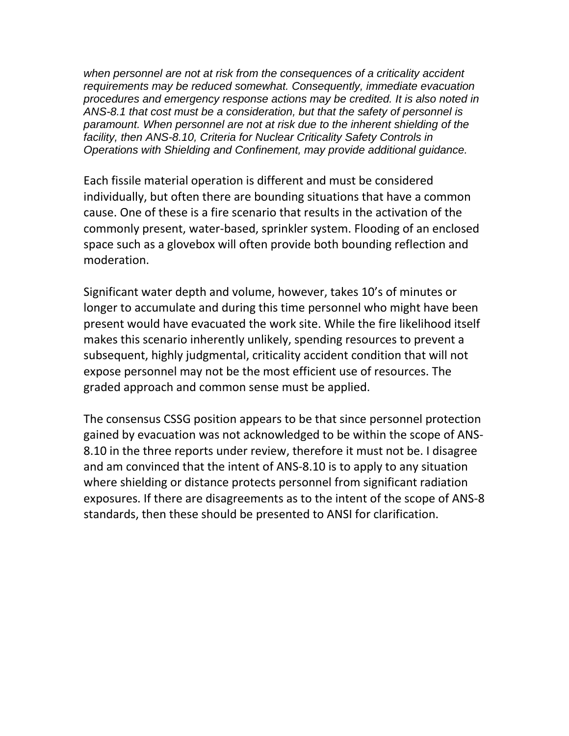*when personnel are not at risk from the consequences of a criticality accident requirements may be reduced somewhat. Consequently, immediate evacuation procedures and emergency response actions may be credited. It is also noted in ANS-8.1 that cost must be a consideration, but that the safety of personnel is paramount. When personnel are not at risk due to the inherent shielding of the facility, then ANS-8.10, Criteria for Nuclear Criticality Safety Controls in Operations with Shielding and Confinement, may provide additional guidance.*

Each fissile material operation is different and must be considered individually, but often there are bounding situations that have a common cause. One of these is a fire scenario that results in the activation of the commonly present, water-based, sprinkler system. Flooding of an enclosed space such as a glovebox will often provide both bounding reflection and moderation.

Significant water depth and volume, however, takes 10's of minutes or longer to accumulate and during this time personnel who might have been present would have evacuated the work site. While the fire likelihood itself makes this scenario inherently unlikely, spending resources to prevent a subsequent, highly judgmental, criticality accident condition that will not expose personnel may not be the most efficient use of resources. The graded approach and common sense must be applied.

The consensus CSSG position appears to be that since personnel protection gained by evacuation was not acknowledged to be within the scope of ANS-8.10 in the three reports under review, therefore it must not be. I disagree and am convinced that the intent of ANS-8.10 is to apply to any situation where shielding or distance protects personnel from significant radiation exposures. If there are disagreements as to the intent of the scope of ANS-8 standards, then these should be presented to ANSI for clarification.